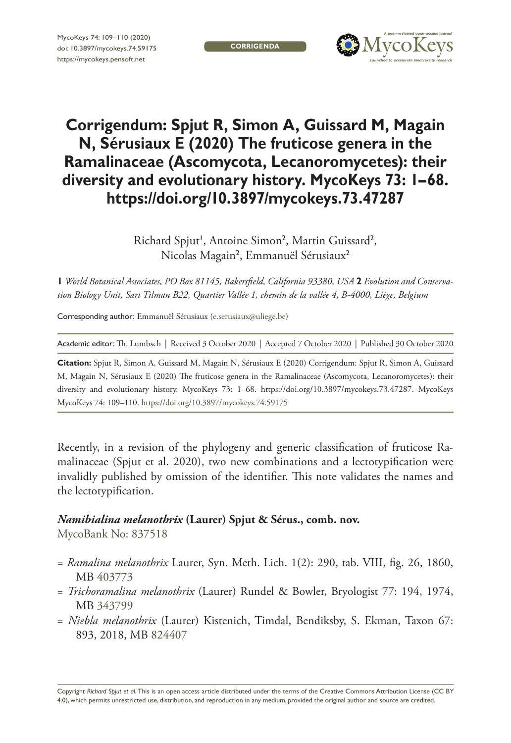CORRIGENDA

# Corrigendum: Spjut R, Simon A, Guissard M, Magain N, Sérusiaux E (2020) The fruticose genera in the Ramalinaceae (Ascomycota, Lecanoromycetes): their diversity and evolutionary history. MycoKeys 73: 1–68. https://doi.org/10.3897/mycokeys.73.47287

Richard Spjut[1], Antoine Simon[2], Martin Guissard[2], Nicolas Magain[2], Emmanuël Sérusiaux[2]

**1** *World Botanical Associates, PO Box 81145, Bakersfield, California 93380, USA* **2** *Evolution and Conservation Biology Unit, Sart Tilman B22, Quartier Vallée 1, chemin de la vallée 4, B-4000, Liège, Belgium*

Corresponding author: Emmanuël Sérusiaux (e.serusiaux@uliege.be)

Academic editor: Th. Lumbsch | Received 3 October 2020 | Accepted 7 October 2020 | Published 30 October 2020

**Citation:** Spjut R, Simon A, Guissard M, Magain N, Sérusiaux E (2020) Corrigendum: Spjut R, Simon A, Guissard M, Magain N, Sérusiaux E (2020) The fruticose genera in the Ramalinaceae (Ascomycota, Lecanoromycetes): their diversity and evolutionary history. MycoKeys 73: 1–68. https://doi.org/10.3897/mycokeys.73.47287. MycoKeys MycoKeys 74: 109–110. https://doi.org/10.3897/mycokeys.74.59175

Recently, in a revision of the phylogeny and generic classification of fruticose Ramalinaceae (Spjut et al. 2020), two new combinations and a lectotypification were invalidly published by omission of the identifier. This note validates the names and the lectotypification.

***Namibialina melanothrix*** **(Laurer) Spjut & Sérus., comb. nov.**
MycoBank No: 837518

- = *Ramalina melanothrix* Laurer, Syn. Meth. Lich. 1(2): 290, tab. VIII, fig. 26, 1860, MB 403773
- = *Trichoramalina melanothrix* (Laurer) Rundel & Bowler, Bryologist 77: 194, 1974, MB 343799
- = *Niebla melanothrix* (Laurer) Kistenich, Timdal, Bendiksby, S. Ekman, Taxon 67: 893, 2018, MB 824407

Copyright *Richard Spjut et al.* This is an open access article distributed under the terms of the Creative Commons Attribution License (CC BY 4.0), which permits unrestricted use, distribution, and reproduction in any medium, provided the original author and source are credited.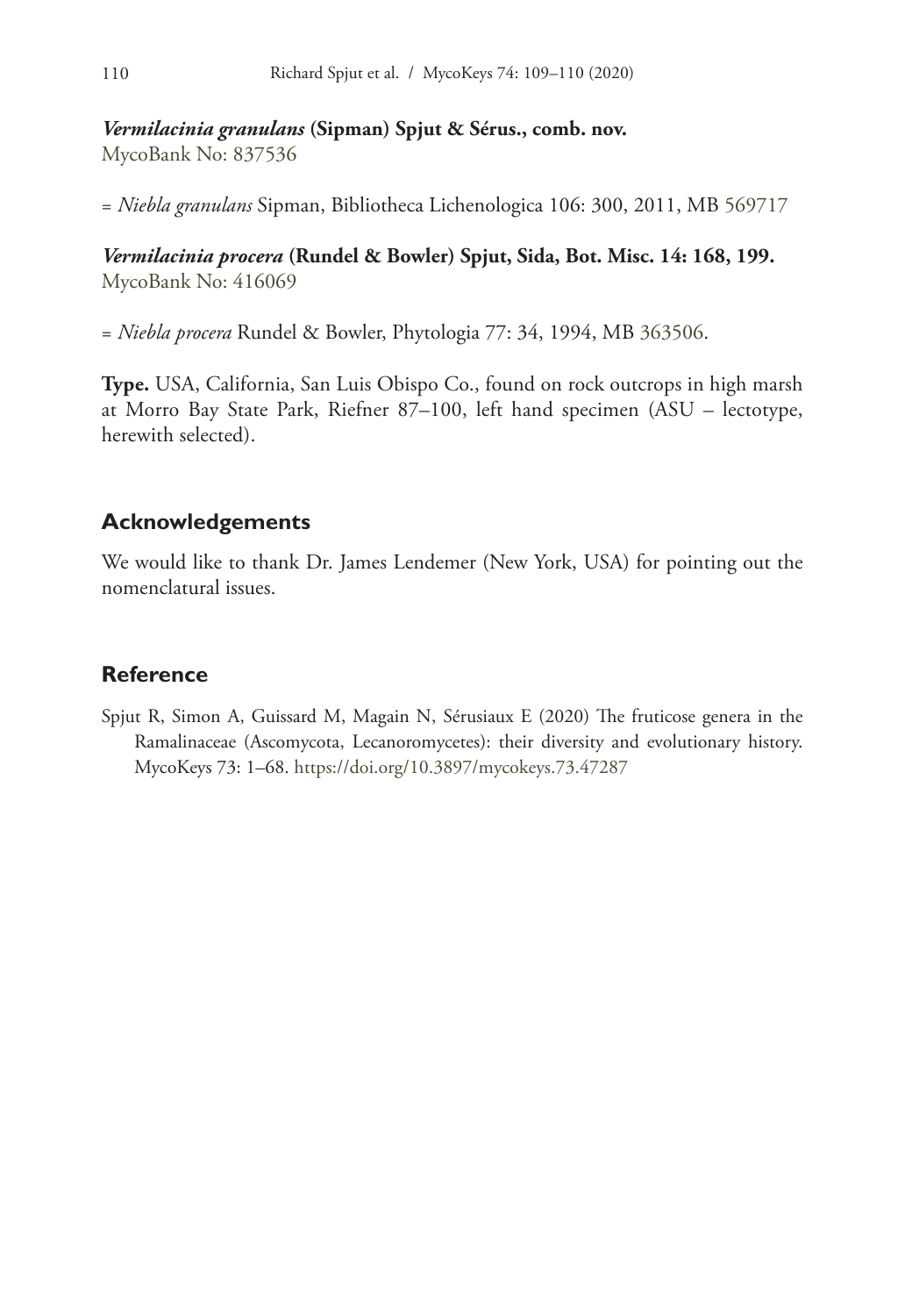***Vermilacinia granulans*** **(Sipman) Spjut & Sérus., comb. nov.**
MycoBank No: 837536

= *Niebla granulans* Sipman, Bibliotheca Lichenologica 106: 300, 2011, MB 569717

***Vermilacinia procera*** **(Rundel & Bowler) Spjut, Sida, Bot. Misc. 14: 168, 199.**
MycoBank No: 416069

= *Niebla procera* Rundel & Bowler, Phytologia 77: 34, 1994, MB 363506.

**Type.** USA, California, San Luis Obispo Co., found on rock outcrops in high marsh at Morro Bay State Park, Riefner 87–100, left hand specimen (ASU – lectotype, herewith selected).

## Acknowledgements

We would like to thank Dr. James Lendemer (New York, USA) for pointing out the nomenclatural issues.

## Reference

Spjut R, Simon A, Guissard M, Magain N, Sérusiaux E (2020) The fruticose genera in the Ramalinaceae (Ascomycota, Lecanoromycetes): their diversity and evolutionary history. MycoKeys 73: 1–68. https://doi.org/10.3897/mycokeys.73.47287